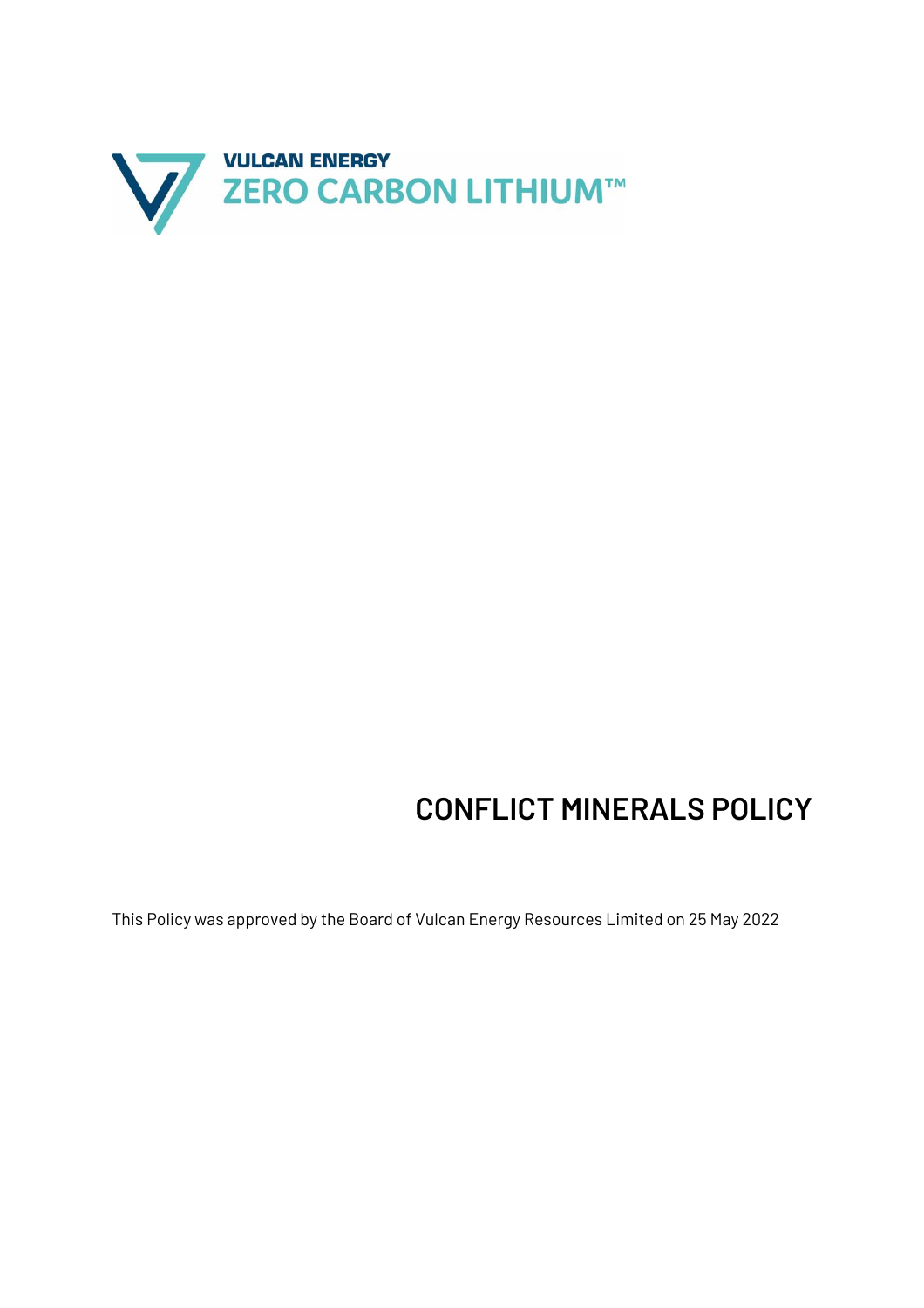VULCAN ENERGY

ZERO CARBON LITHIUM™

# CONFLICT MINERALS POLICY

This Policy was approved by the Board of Vulcan Energy Resources Limited on 25 May 2022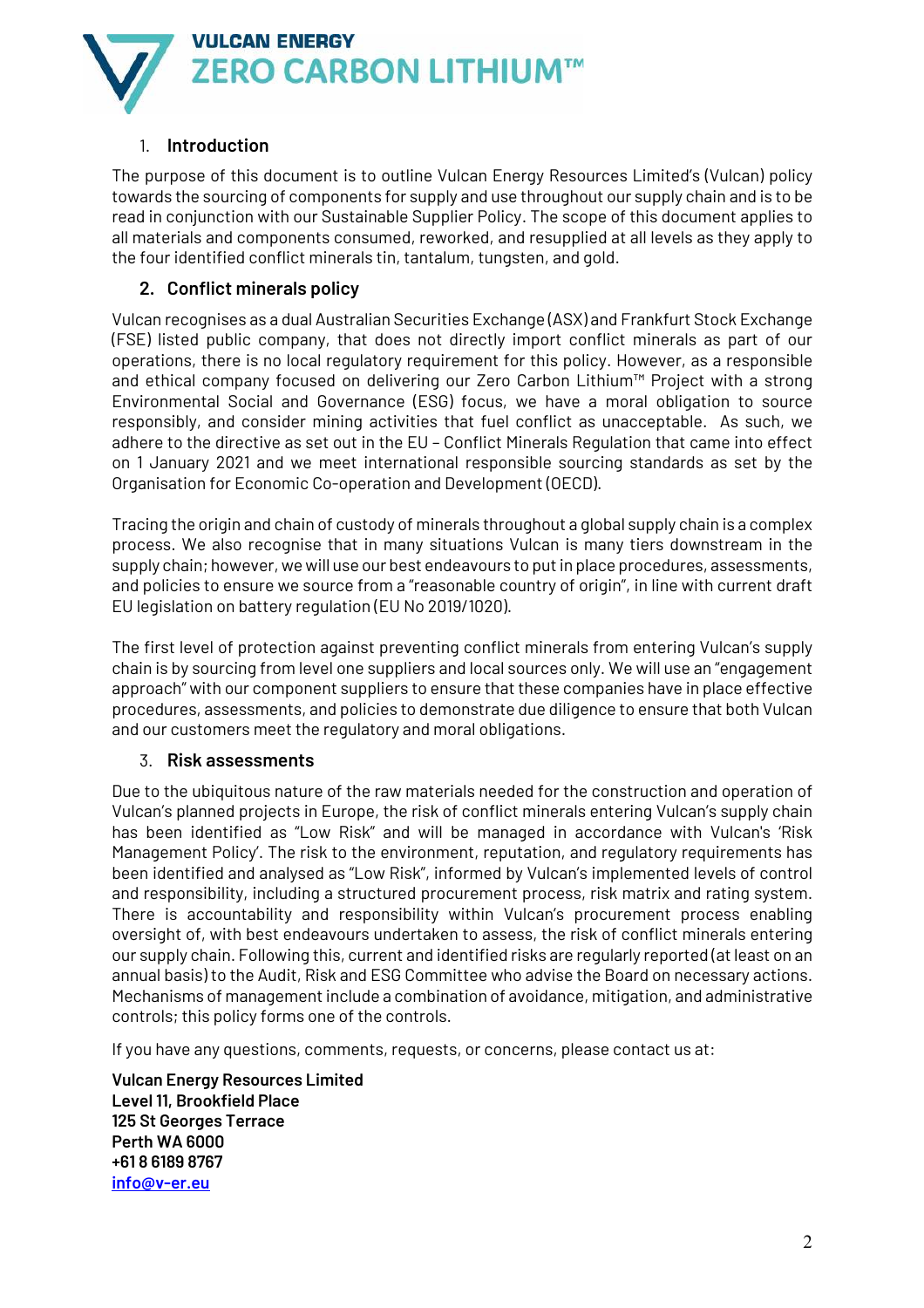## 1. Introduction

The purpose of this document is to outline Vulcan Energy Resources Limited's (Vulcan) policy towards the sourcing of components for supply and use throughout our supply chain and is to be read in conjunction with our Sustainable Supplier Policy. The scope of this document applies to all materials and components consumed, reworked, and resupplied at all levels as they apply to the four identified conflict minerals tin, tantalum, tungsten, and gold.

## 2. Conflict minerals policy

Vulcan recognises as a dual Australian Securities Exchange (ASX) and Frankfurt Stock Exchange (FSE) listed public company, that does not directly import conflict minerals as part of our operations, there is no local regulatory requirement for this policy. However, as a responsible and ethical company focused on delivering our Zero Carbon Lithium™ Project with a strong Environmental Social and Governance (ESG) focus, we have a moral obligation to source responsibly, and consider mining activities that fuel conflict as unacceptable. As such, we adhere to the directive as set out in the EU – Conflict Minerals Regulation that came into effect on 1 January 2021 and we meet international responsible sourcing standards as set by the Organisation for Economic Co-operation and Development (OECD).

Tracing the origin and chain of custody of minerals throughout a global supply chain is a complex process. We also recognise that in many situations Vulcan is many tiers downstream in the supply chain; however, we will use our best endeavours to put in place procedures, assessments, and policies to ensure we source from a "reasonable country of origin", in line with current draft EU legislation on battery regulation (EU No 2019/1020).

The first level of protection against preventing conflict minerals from entering Vulcan's supply chain is by sourcing from level one suppliers and local sources only. We will use an "engagement approach" with our component suppliers to ensure that these companies have in place effective procedures, assessments, and policies to demonstrate due diligence to ensure that both Vulcan and our customers meet the regulatory and moral obligations.

## 3. Risk assessments

Due to the ubiquitous nature of the raw materials needed for the construction and operation of Vulcan's planned projects in Europe, the risk of conflict minerals entering Vulcan's supply chain has been identified as "Low Risk" and will be managed in accordance with Vulcan's 'Risk Management Policy'. The risk to the environment, reputation, and regulatory requirements has been identified and analysed as "Low Risk", informed by Vulcan's implemented levels of control and responsibility, including a structured procurement process, risk matrix and rating system. There is accountability and responsibility within Vulcan's procurement process enabling oversight of, with best endeavours undertaken to assess, the risk of conflict minerals entering our supply chain. Following this, current and identified risks are regularly reported (at least on an annual basis) to the Audit, Risk and ESG Committee who advise the Board on necessary actions. Mechanisms of management include a combination of avoidance, mitigation, and administrative controls; this policy forms one of the controls.

If you have any questions, comments, requests, or concerns, please contact us at:

**Vulcan Energy Resources Limited**
**Level 11, Brookfield Place**
**125 St Georges Terrace**
**Perth WA 6000**
**+61 8 6189 8767**
**info@v-er.eu**